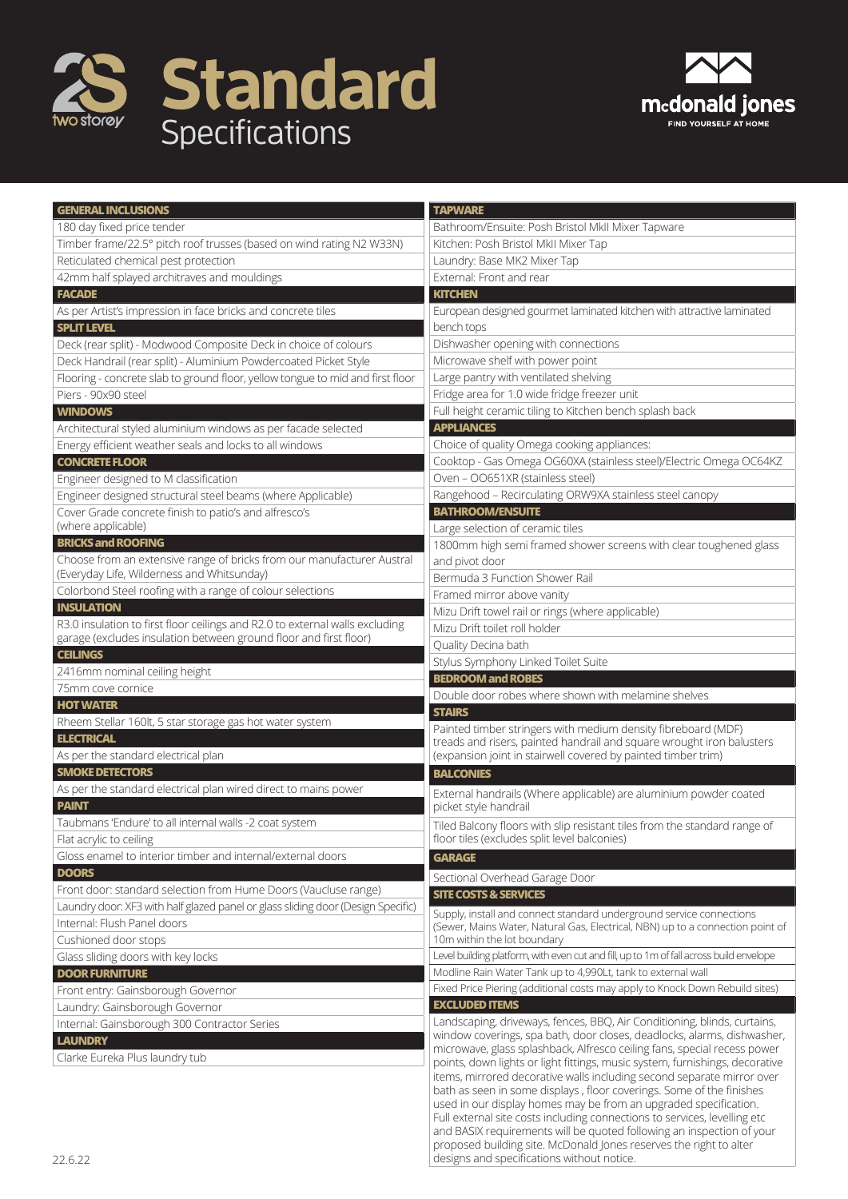# Standard Specifications

two storey

mcdonald jones
FIND YOURSELF AT HOME

## GENERAL INCLUSIONS

180 day fixed price tender

Timber frame/22.5° pitch roof trusses (based on wind rating N2 W33N)

Reticulated chemical pest protection

42mm half splayed architraves and mouldings

## FACADE

As per Artist's impression in face bricks and concrete tiles

## SPLIT LEVEL

Deck (rear split) - Modwood Composite Deck in choice of colours

Deck Handrail (rear split) - Aluminium Powdercoated Picket Style

Flooring - concrete slab to ground floor, yellow tongue to mid and first floor

Piers - 90x90 steel

## WINDOWS

Architectural styled aluminium windows as per facade selected

Energy efficient weather seals and locks to all windows

## CONCRETE FLOOR

Engineer designed to M classification

Engineer designed structural steel beams (where Applicable)

Cover Grade concrete finish to patio's and alfresco's (where applicable)

## BRICKS and ROOFING

Choose from an extensive range of bricks from our manufacturer Austral (Everyday Life, Wilderness and Whitsunday)

Colorbond Steel roofing with a range of colour selections

## INSULATION

R3.0 insulation to first floor ceilings and R2.0 to external walls excluding garage (excludes insulation between ground floor and first floor)

## CEILINGS

2416mm nominal ceiling height

75mm cove cornice

## HOT WATER

Rheem Stellar 160lt, 5 star storage gas hot water system

## ELECTRICAL

As per the standard electrical plan

## SMOKE DETECTORS

As per the standard electrical plan wired direct to mains power

## PAINT

Taubmans 'Endure' to all internal walls -2 coat system

Flat acrylic to ceiling

Gloss enamel to interior timber and internal/external doors

## DOORS

Front door: standard selection from Hume Doors (Vaucluse range)

Laundry door: XF3 with half glazed panel or glass sliding door (Design Specific)

Internal: Flush Panel doors

Cushioned door stops

Glass sliding doors with key locks

## DOOR FURNITURE

Front entry: Gainsborough Governor

Laundry: Gainsborough Governor

Internal: Gainsborough 300 Contractor Series

## LAUNDRY

Clarke Eureka Plus laundry tub

## TAPWARE

Bathroom/Ensuite: Posh Bristol MkII Mixer Tapware

Kitchen: Posh Bristol MkII Mixer Tap

Laundry: Base MK2 Mixer Tap

External: Front and rear

## KITCHEN

European designed gourmet laminated kitchen with attractive laminated bench tops

Dishwasher opening with connections

Microwave shelf with power point

Large pantry with ventilated shelving

Fridge area for 1.0 wide fridge freezer unit

Full height ceramic tiling to Kitchen bench splash back

## APPLIANCES

Choice of quality Omega cooking appliances:

Cooktop - Gas Omega OG60XA (stainless steel)/Electric Omega OC64KZ

Oven – OO651XR (stainless steel)

Rangehood – Recirculating ORW9XA stainless steel canopy

## BATHROOM/ENSUITE

Large selection of ceramic tiles

1800mm high semi framed shower screens with clear toughened glass and pivot door

Bermuda 3 Function Shower Rail

Framed mirror above vanity

Mizu Drift towel rail or rings (where applicable)

Mizu Drift toilet roll holder

Quality Decina bath

Stylus Symphony Linked Toilet Suite

## BEDROOM and ROBES

Double door robes where shown with melamine shelves

## STAIRS

Painted timber stringers with medium density fibreboard (MDF) treads and risers, painted handrail and square wrought iron balusters (expansion joint in stairwell covered by painted timber trim)

## BALCONIES

External handrails (Where applicable) are aluminium powder coated picket style handrail

Tiled Balcony floors with slip resistant tiles from the standard range of floor tiles (excludes split level balconies)

## GARAGE

Sectional Overhead Garage Door

## SITE COSTS & SERVICES

Supply, install and connect standard underground service connections (Sewer, Mains Water, Natural Gas, Electrical, NBN) up to a connection point of 10m within the lot boundary

Level building platform, with even cut and fill, up to 1m of fall across build envelope

Modline Rain Water Tank up to 4,990Lt, tank to external wall

Fixed Price Piering (additional costs may apply to Knock Down Rebuild sites)

## EXCLUDED ITEMS

Landscaping, driveways, fences, BBQ, Air Conditioning, blinds, curtains, window coverings, spa bath, door closes, deadlocks, alarms, dishwasher, microwave, glass splashback, Alfresco ceiling fans, special recess power points, down lights or light fittings, music system, furnishings, decorative items, mirrored decorative walls including second separate mirror over bath as seen in some displays , floor coverings. Some of the finishes used in our display homes may be from an upgraded specification. Full external site costs including connections to services, levelling etc and BASIX requirements will be quoted following an inspection of your proposed building site. McDonald Jones reserves the right to alter designs and specifications without notice.

22.6.22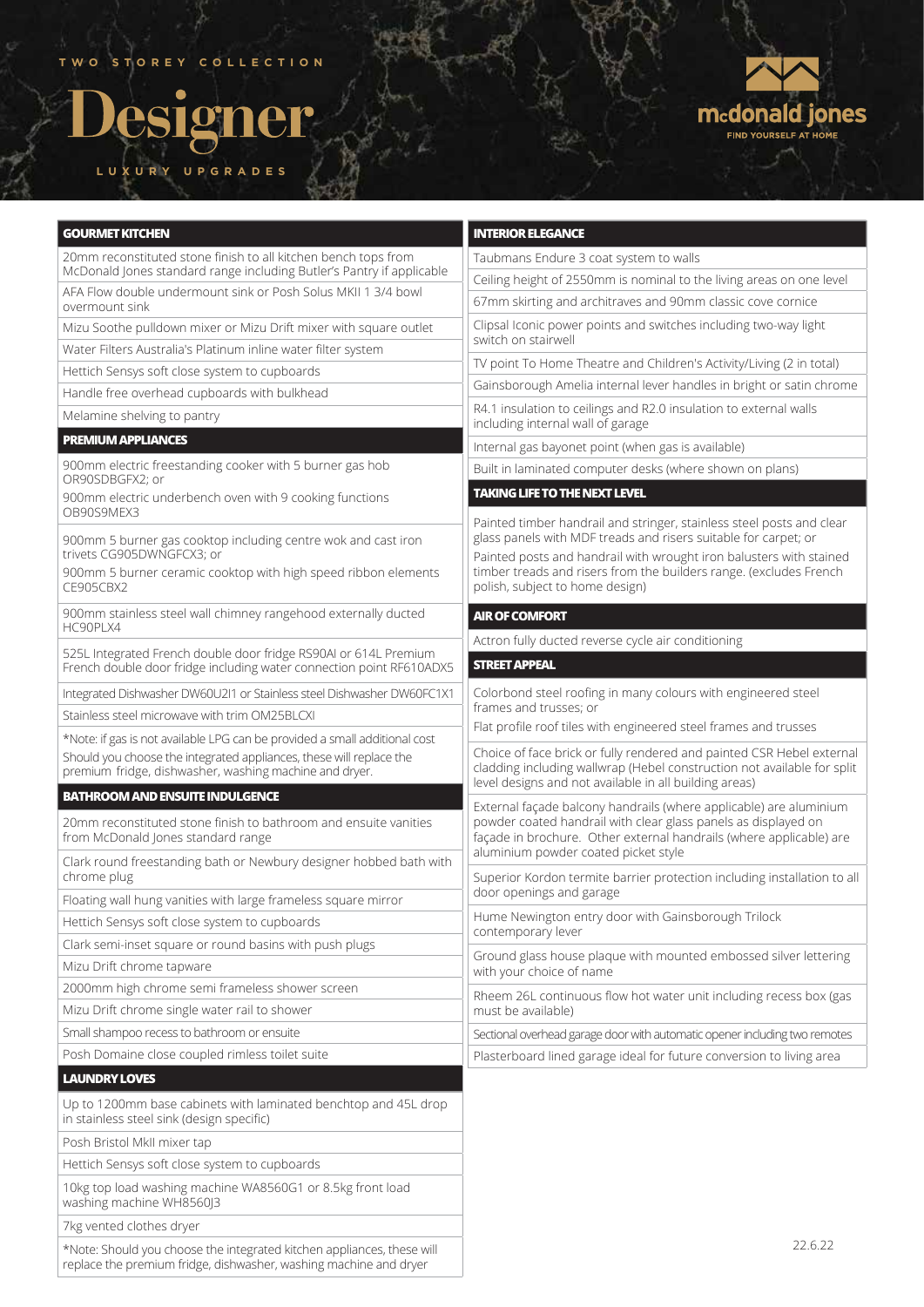TWO STOREY COLLECTION

# Designer

LUXURY UPGRADES

mcdonald jones
FIND YOURSELF AT HOME

## GOURMET KITCHEN

- 20mm reconstituted stone finish to all kitchen bench tops from McDonald Jones standard range including Butler's Pantry if applicable
- AFA Flow double undermount sink or Posh Solus MKII 1 3/4 bowl overmount sink
- Mizu Soothe pulldown mixer or Mizu Drift mixer with square outlet
- Water Filters Australia's Platinum inline water filter system
- Hettich Sensys soft close system to cupboards
- Handle free overhead cupboards with bulkhead
- Melamine shelving to pantry

## PREMIUM APPLIANCES

- 900mm electric freestanding cooker with 5 burner gas hob OR90SDBGFX2; or
  900mm electric underbench oven with 9 cooking functions OB90S9MEX3
- 900mm 5 burner gas cooktop including centre wok and cast iron trivets CG905DWNGFCX3; or
  900mm 5 burner ceramic cooktop with high speed ribbon elements CE905CBX2
- 900mm stainless steel wall chimney rangehood externally ducted HC90PLX4
- 525L Integrated French double door fridge RS90AI or 614L Premium French double door fridge including water connection point RF610ADX5
- Integrated Dishwasher DW60U2I1 or Stainless steel Dishwasher DW60FC1X1
- Stainless steel microwave with trim OM25BLCXI
- *Note: if gas is not available LPG can be provided a small additional cost
  Should you choose the integrated appliances, these will replace the premium fridge, dishwasher, washing machine and dryer.

## BATHROOM AND ENSUITE INDULGENCE

- 20mm reconstituted stone finish to bathroom and ensuite vanities from McDonald Jones standard range
- Clark round freestanding bath or Newbury designer hobbed bath with chrome plug
- Floating wall hung vanities with large frameless square mirror
- Hettich Sensys soft close system to cupboards
- Clark semi-inset square or round basins with push plugs
- Mizu Drift chrome tapware
- 2000mm high chrome semi frameless shower screen
- Mizu Drift chrome single water rail to shower
- Small shampoo recess to bathroom or ensuite
- Posh Domaine close coupled rimless toilet suite

## LAUNDRY LOVES

- Up to 1200mm base cabinets with laminated benchtop and 45L drop in stainless steel sink (design specific)
- Posh Bristol MkII mixer tap
- Hettich Sensys soft close system to cupboards
- 10kg top load washing machine WA8560G1 or 8.5kg front load washing machine WH8560J3
- 7kg vented clothes dryer
- *Note: Should you choose the integrated kitchen appliances, these will replace the premium fridge, dishwasher, washing machine and dryer

## INTERIOR ELEGANCE

- Taubmans Endure 3 coat system to walls
- Ceiling height of 2550mm is nominal to the living areas on one level
- 67mm skirting and architraves and 90mm classic cove cornice
- Clipsal Iconic power points and switches including two-way light switch on stairwell
- TV point To Home Theatre and Children's Activity/Living (2 in total)
- Gainsborough Amelia internal lever handles in bright or satin chrome
- R4.1 insulation to ceilings and R2.0 insulation to external walls including internal wall of garage
- Internal gas bayonet point (when gas is available)
- Built in laminated computer desks (where shown on plans)

## TAKING LIFE TO THE NEXT LEVEL

- Painted timber handrail and stringer, stainless steel posts and clear glass panels with MDF treads and risers suitable for carpet; or
  Painted posts and handrail with wrought iron balusters with stained timber treads and risers from the builders range. (excludes French polish, subject to home design)

## AIR OF COMFORT

- Actron fully ducted reverse cycle air conditioning

## STREET APPEAL

- Colorbond steel roofing in many colours with engineered steel frames and trusses; or
  Flat profile roof tiles with engineered steel frames and trusses
- Choice of face brick or fully rendered and painted CSR Hebel external cladding including wallwrap (Hebel construction not available for split level designs and not available in all building areas)
- External façade balcony handrails (where applicable) are aluminium powder coated handrail with clear glass panels as displayed on façade in brochure. Other external handrails (where applicable) are aluminium powder coated picket style
- Superior Kordon termite barrier protection including installation to all door openings and garage
- Hume Newington entry door with Gainsborough Trilock contemporary lever
- Ground glass house plaque with mounted embossed silver lettering with your choice of name
- Rheem 26L continuous flow hot water unit including recess box (gas must be available)
- Sectional overhead garage door with automatic opener including two remotes
- Plasterboard lined garage ideal for future conversion to living area

22.6.22